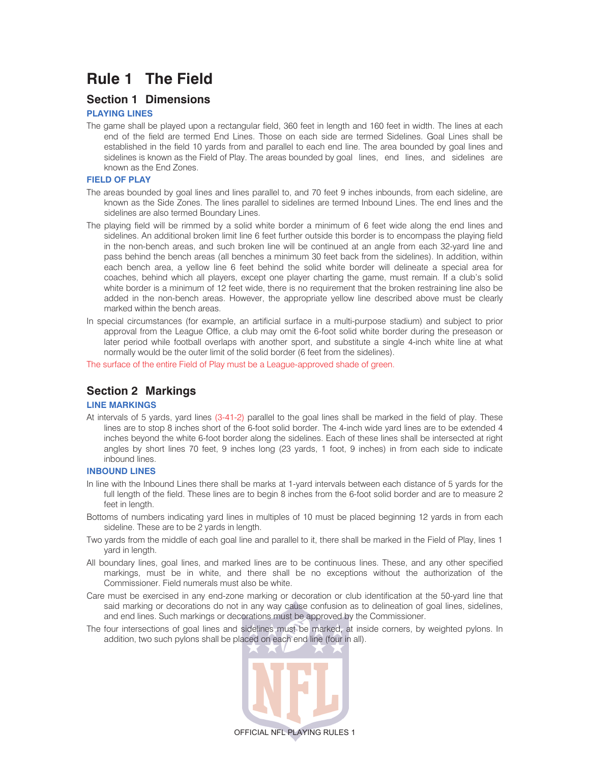# Rule 1 The Field

## Section 1 Dimensions

### PLAYING LINES

The game shall be played upon a rectangular field, 360 feet in length and 160 feet in width. The lines at each end of the field are termed End Lines. Those on each side are termed Sidelines. Goal Lines shall be established in the field 10 yards from and parallel to each end line. The area bounded by goal lines and sidelines is known as the Field of Play. The areas bounded by goal lines, end lines, and sidelines are known as the End Zones.

### FIELD OF PLAY

The areas bounded by goal lines and lines parallel to, and 70 feet 9 inches inbounds, from each sideline, are known as the Side Zones. The lines parallel to sidelines are termed Inbound Lines. The end lines and the sidelines are also termed Boundary Lines.

The playing field will be rimmed by a solid white border a minimum of 6 feet wide along the end lines and sidelines. An additional broken limit line 6 feet further outside this border is to encompass the playing field in the non-bench areas, and such broken line will be continued at an angle from each 32-yard line and pass behind the bench areas (all benches a minimum 30 feet back from the sidelines). In addition, within each bench area, a yellow line 6 feet behind the solid white border will delineate a special area for coaches, behind which all players, except one player charting the game, must remain. If a club's solid white border is a minimum of 12 feet wide, there is no requirement that the broken restraining line also be added in the non-bench areas. However, the appropriate yellow line described above must be clearly marked within the bench areas.

In special circumstances (for example, an artificial surface in a multi-purpose stadium) and subject to prior approval from the League Office, a club may omit the 6-foot solid white border during the preseason or later period while football overlaps with another sport, and substitute a single 4-inch white line at what normally would be the outer limit of the solid border (6 feet from the sidelines).

The surface of the entire Field of Play must be a League-approved shade of green.

## Section 2 Markings

### LINE MARKINGS

At intervals of 5 yards, yard lines (3-41-2) parallel to the goal lines shall be marked in the field of play. These lines are to stop 8 inches short of the 6-foot solid border. The 4-inch wide yard lines are to be extended 4 inches beyond the white 6-foot border along the sidelines. Each of these lines shall be intersected at right angles by short lines 70 feet, 9 inches long (23 yards, 1 foot, 9 inches) in from each side to indicate inbound lines.

### INBOUND LINES

In line with the Inbound Lines there shall be marks at 1-yard intervals between each distance of 5 yards for the full length of the field. These lines are to begin 8 inches from the 6-foot solid border and are to measure 2 feet in length.

Bottoms of numbers indicating yard lines in multiples of 10 must be placed beginning 12 yards in from each sideline. These are to be 2 yards in length.

Two yards from the middle of each goal line and parallel to it, there shall be marked in the Field of Play, lines 1 yard in length.

All boundary lines, goal lines, and marked lines are to be continuous lines. These, and any other specified markings, must be in white, and there shall be no exceptions without the authorization of the Commissioner. Field numerals must also be white.

Care must be exercised in any end-zone marking or decoration or club identification at the 50-yard line that said marking or decorations do not in any way cause confusion as to delineation of goal lines, sidelines, and end lines. Such markings or decorations must be approved by the Commissioner.

The four intersections of goal lines and sidelines must be marked, at inside corners, by weighted pylons. In addition, two such pylons shall be placed on each end line (four in all).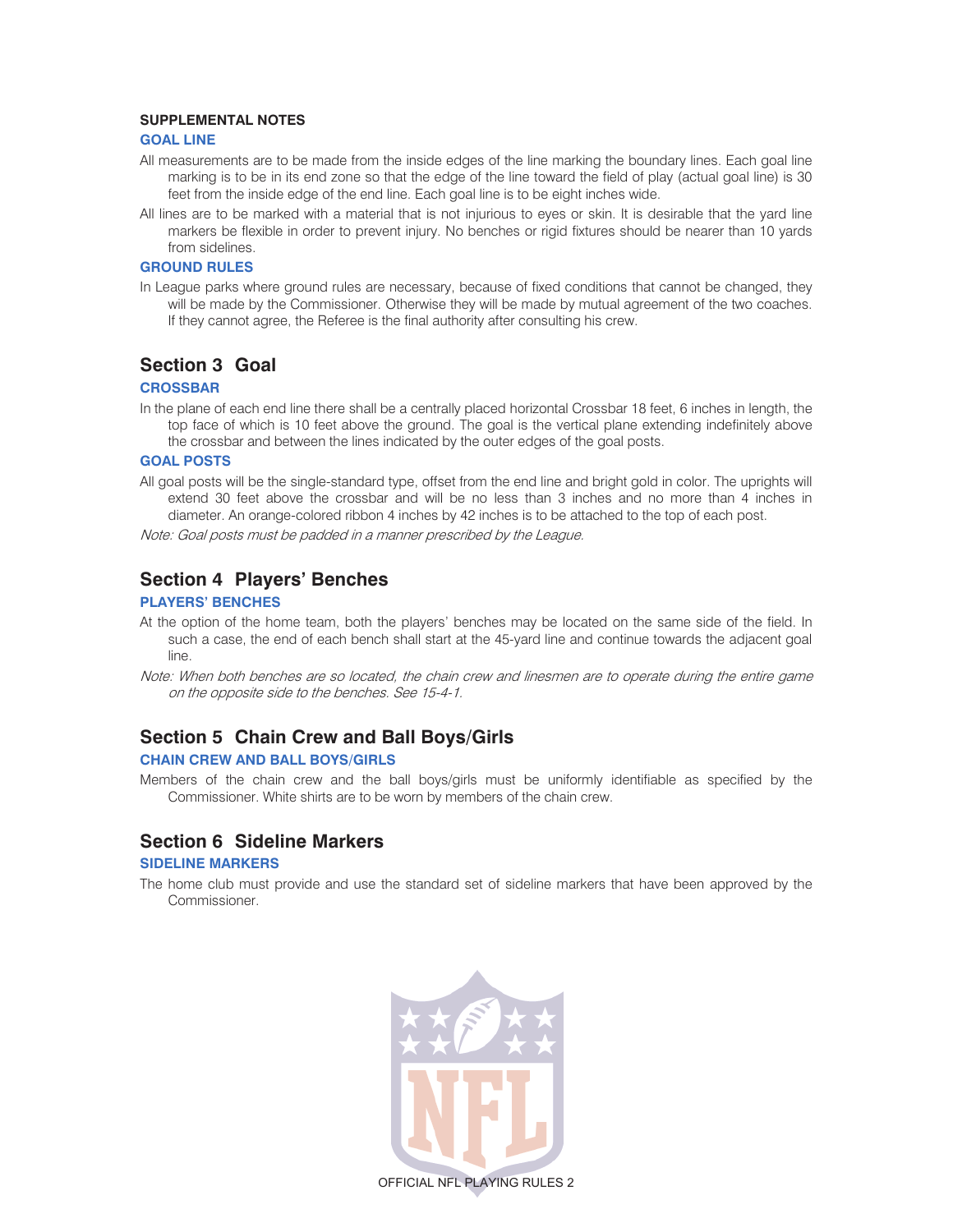**SUPPLEMENTAL NOTES**

### GOAL LINE

All measurements are to be made from the inside edges of the line marking the boundary lines. Each goal line marking is to be in its end zone so that the edge of the line toward the field of play (actual goal line) is 30 feet from the inside edge of the end line. Each goal line is to be eight inches wide.

All lines are to be marked with a material that is not injurious to eyes or skin. It is desirable that the yard line markers be flexible in order to prevent injury. No benches or rigid fixtures should be nearer than 10 yards from sidelines.

### GROUND RULES

In League parks where ground rules are necessary, because of fixed conditions that cannot be changed, they will be made by the Commissioner. Otherwise they will be made by mutual agreement of the two coaches. If they cannot agree, the Referee is the final authority after consulting his crew.

## Section 3 Goal

### CROSSBAR

In the plane of each end line there shall be a centrally placed horizontal Crossbar 18 feet, 6 inches in length, the top face of which is 10 feet above the ground. The goal is the vertical plane extending indefinitely above the crossbar and between the lines indicated by the outer edges of the goal posts.

### GOAL POSTS

All goal posts will be the single-standard type, offset from the end line and bright gold in color. The uprights will extend 30 feet above the crossbar and will be no less than 3 inches and no more than 4 inches in diameter. An orange-colored ribbon 4 inches by 42 inches is to be attached to the top of each post.

*Note: Goal posts must be padded in a manner prescribed by the League.*

## Section 4 Players' Benches

### PLAYERS' BENCHES

At the option of the home team, both the players' benches may be located on the same side of the field. In such a case, the end of each bench shall start at the 45-yard line and continue towards the adjacent goal line.

*Note: When both benches are so located, the chain crew and linesmen are to operate during the entire game on the opposite side to the benches. See 15-4-1.*

## Section 5 Chain Crew and Ball Boys/Girls

### CHAIN CREW AND BALL BOYS/GIRLS

Members of the chain crew and the ball boys/girls must be uniformly identifiable as specified by the Commissioner. White shirts are to be worn by members of the chain crew.

## Section 6 Sideline Markers

### SIDELINE MARKERS

The home club must provide and use the standard set of sideline markers that have been approved by the Commissioner.